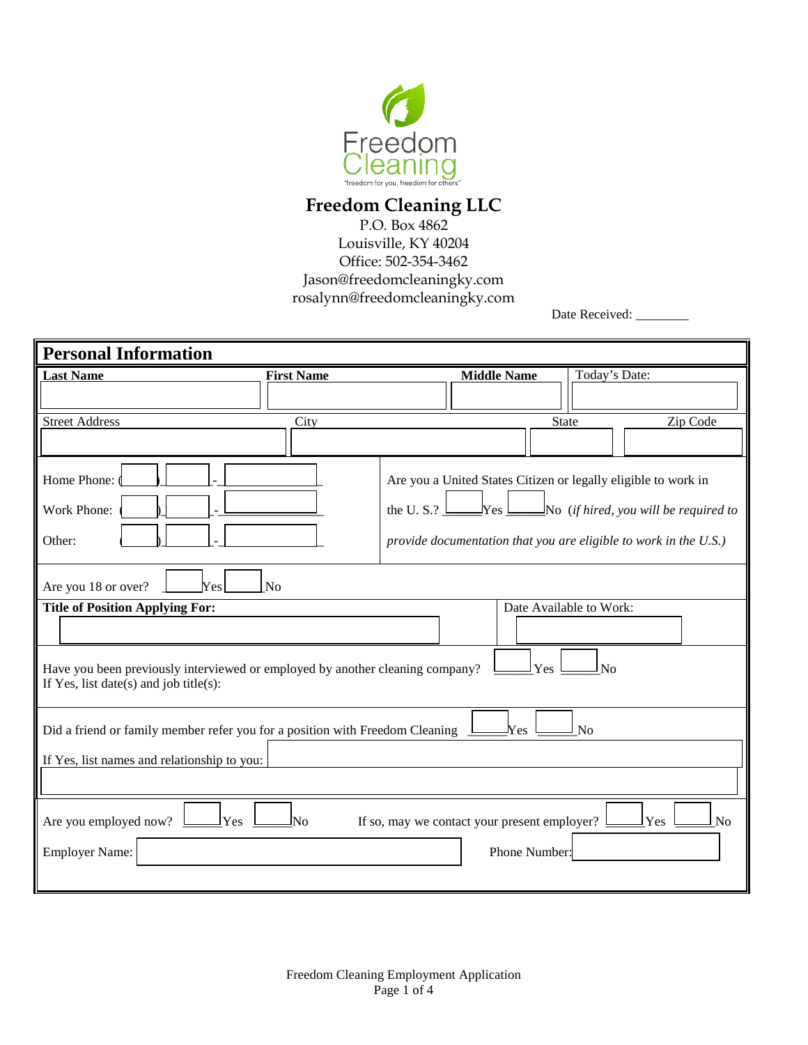Freedom Cleaning

"freedom for you, freedom for others"

# Freedom Cleaning LLC

P.O. Box 4862
Louisville, KY 40204
Office: 502-354-3462
Jason@freedomcleaningky.com
rosalynn@freedomcleaningky.com

Date Received: ________

## Personal Information

| **Last Name** | **First Name** | **Middle Name** | Today's Date: |
|---|---|---|---|
| | | | |

| Street Address | City | State | Zip Code |
|---|---|---|---|
| | | | |

Home Phone: ( ) -

Work Phone: ( ) -

Other: ( ) -

Are you a United States Citizen or legally eligible to work in the U. S.? ____Yes ____No *(if hired, you will be required to provide documentation that you are eligible to work in the U.S.)*

Are you 18 or over? ____Yes ____No

**Title of Position Applying For:**

Date Available to Work:

Have you been previously interviewed or employed by another cleaning company? ____Yes ____No

If Yes, list date(s) and job title(s):

Did a friend or family member refer you for a position with Freedom Cleaning ____Yes ____No

If Yes, list names and relationship to you:

Are you employed now? ____Yes ____No If so, may we contact your present employer? ____Yes ____No

Employer Name: Phone Number: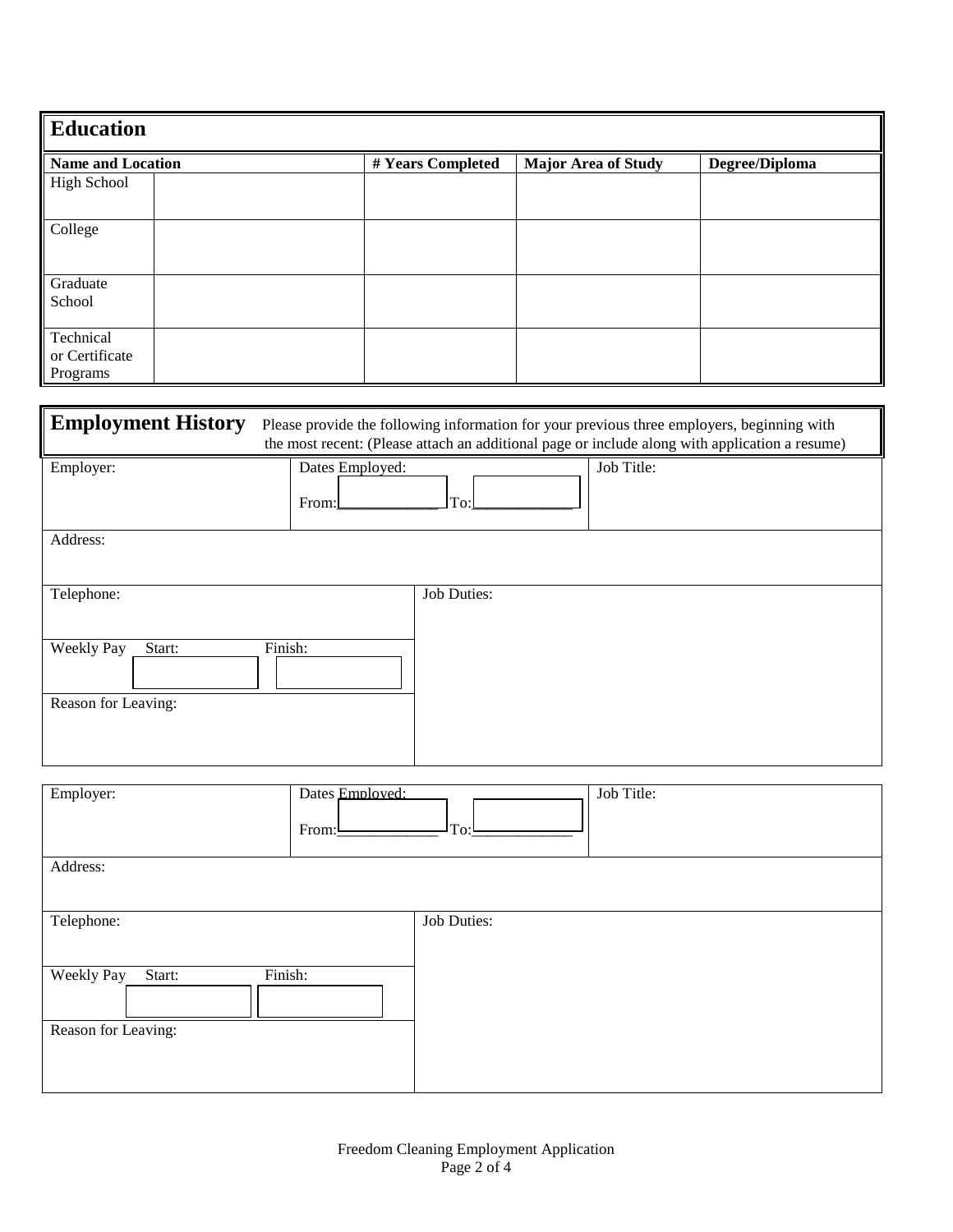## Education

| Name and Location | | # Years Completed | Major Area of Study | Degree/Diploma |
|---|---|---|---|---|
| High School | | | | |
| College | | | | |
| Graduate School | | | | |
| Technical or Certificate Programs | | | | |

## Employment History

Please provide the following information for your previous three employers, beginning with the most recent: (Please attach an additional page or include along with application a resume)

| Employer: | Dates Employed: From:____________ To:____________ | Job Title: |
|---|---|---|
| Address: | | |
| Telephone: | Job Duties: | |
| Weekly Pay Start: Finish: | | |
| Reason for Leaving: | | |

| Employer: | Dates Employed: From:____________ To:____________ | Job Title: |
|---|---|---|
| Address: | | |
| Telephone: | Job Duties: | |
| Weekly Pay Start: Finish: | | |
| Reason for Leaving: | | |

Freedom Cleaning Employment Application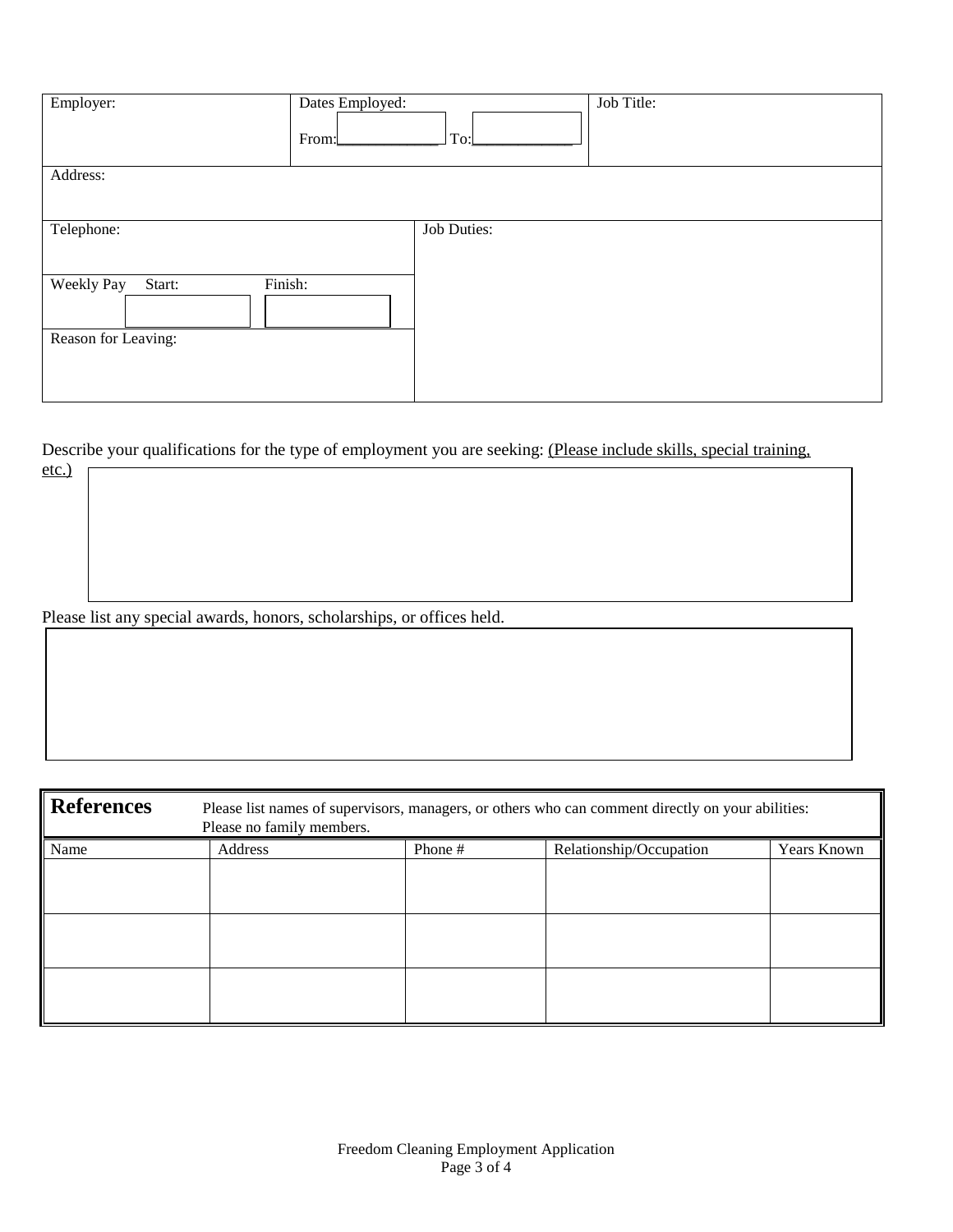| Employer: | Dates Employed: From: \_\_\_\_\_\_\_\_\_\_\_\_ To: \_\_\_\_\_\_\_\_\_\_\_\_ | Job Title: |
|---|---|---|
| Address: | | |
| Telephone: | Job Duties: | |
| Weekly Pay Start: Finish: | | |
| Reason for Leaving: | | |

Describe your qualifications for the type of employment you are seeking: <u>(Please include skills, special training, etc.)</u>

Please list any special awards, honors, scholarships, or offices held.

## References

Please list names of supervisors, managers, or others who can comment directly on your abilities: Please no family members.

| Name | Address | Phone # | Relationship/Occupation | Years Known |
|---|---|---|---|---|
| | | | | |
| | | | | |
| | | | | |

Freedom Cleaning Employment Application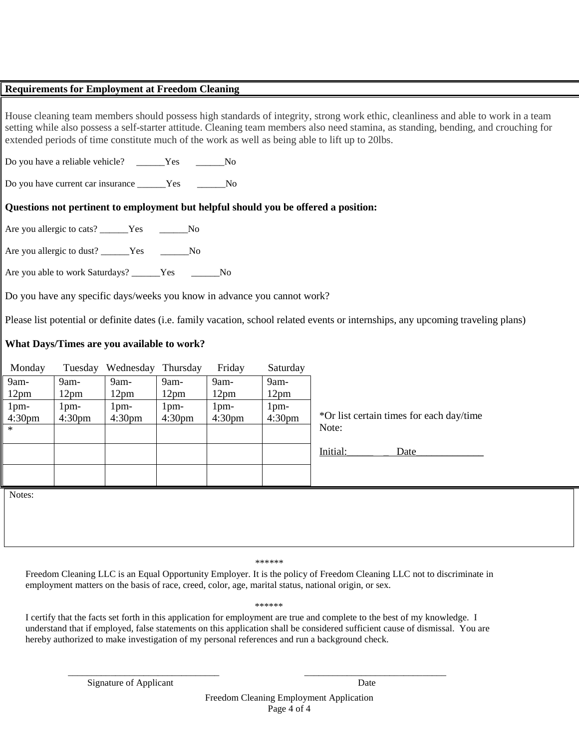## Requirements for Employment at Freedom Cleaning

House cleaning team members should possess high standards of integrity, strong work ethic, cleanliness and able to work in a team setting while also possess a self-starter attitude. Cleaning team members also need stamina, as standing, bending, and crouching for extended periods of time constitute much of the work as well as being able to lift up to 20lbs.

Do you have a reliable vehicle? ______Yes ______No

Do you have current car insurance ______Yes ______No

**Questions not pertinent to employment but helpful should you be offered a position:**

Are you allergic to cats? ______Yes ______No

Are you allergic to dust? ______Yes ______No

Are you able to work Saturdays? ______Yes ______No

Do you have any specific days/weeks you know in advance you cannot work?

Please list potential or definite dates (i.e. family vacation, school related events or internships, any upcoming traveling plans)

**What Days/Times are you available to work?**

| Monday | Tuesday | Wednesday | Thursday | Friday | Saturday |
|---|---|---|---|---|---|
| 9am-12pm | 9am-12pm | 9am-12pm | 9am-12pm | 9am-12pm | 9am-12pm |
| 1pm-4:30pm | 1pm-4:30pm | 1pm-4:30pm | 1pm-4:30pm | 1pm-4:30pm | 1pm-4:30pm |
| * | | | | | |
| | | | | | |
| | | | | | |

*Or list certain times for each day/time
Note:

Initial:_______ Date_____________

Notes:

******

Freedom Cleaning LLC is an Equal Opportunity Employer. It is the policy of Freedom Cleaning LLC not to discriminate in employment matters on the basis of race, creed, color, age, marital status, national origin, or sex.

******

I certify that the facts set forth in this application for employment are true and complete to the best of my knowledge. I understand that if employed, false statements on this application shall be considered sufficient cause of dismissal. You are hereby authorized to make investigation of my personal references and run a background check.

________________________________ ______________________________
Signature of Applicant Date

Freedom Cleaning Employment Application